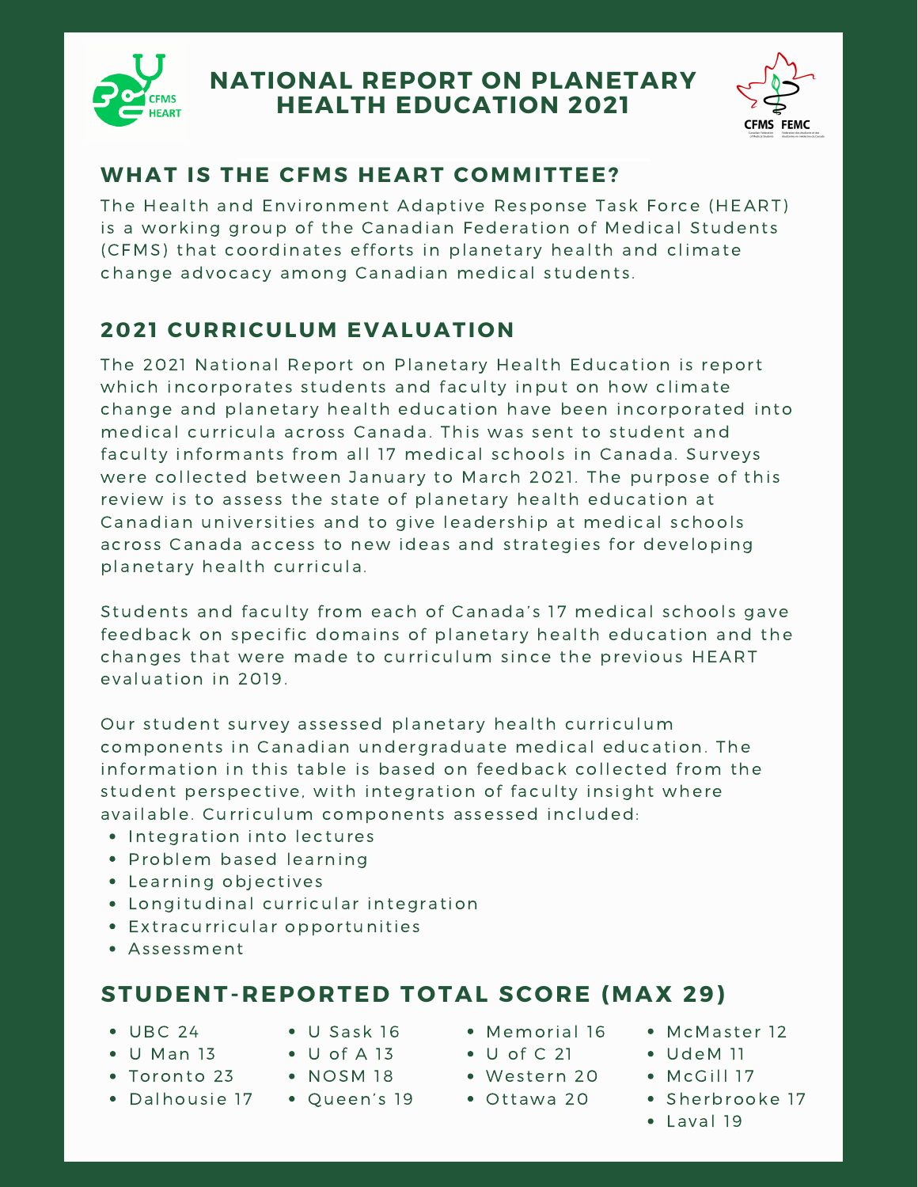# NATIONAL REPORT ON PLANETARY HEALTH EDUCATION 2021

## WHAT IS THE CFMS HEART COMMITTEE?

The Health and Environment Adaptive Response Task Force (HEART) is a working group of the Canadian Federation of Medical Students (CFMS) that coordinates efforts in planetary health and climate change advocacy among Canadian medical students.

## 2021 CURRICULUM EVALUATION

The 2021 National Report on Planetary Health Education is report which incorporates students and faculty input on how climate change and planetary health education have been incorporated into medical curricula across Canada. This was sent to student and faculty informants from all 17 medical schools in Canada. Surveys were collected between January to March 2021. The purpose of this review is to assess the state of planetary health education at Canadian universities and to give leadership at medical schools across Canada access to new ideas and strategies for developing planetary health curricula.

Students and faculty from each of Canada's 17 medical schools gave feedback on specific domains of planetary health education and the changes that were made to curriculum since the previous HEART evaluation in 2019.

Our student survey assessed planetary health curriculum components in Canadian undergraduate medical education. The information in this table is based on feedback collected from the student perspective, with integration of faculty insight where available. Curriculum components assessed included:

- Integration into lectures
- Problem based learning
- Learning objectives
- Longitudinal curricular integration
- Extracurricular opportunities
- Assessment

## STUDENT-REPORTED TOTAL SCORE (MAX 29)

- UBC 24
- U Man 13
- Toronto 23
- Dalhousie 17
- U Sask 16
- U of A 13
- NOSM 18
- Queen's 19
- Memorial 16
- U of C 21
- Western 20
- Ottawa 20
- McMaster 12
- UdeM 11
- McGill 17
- Sherbrooke 17
- Laval 19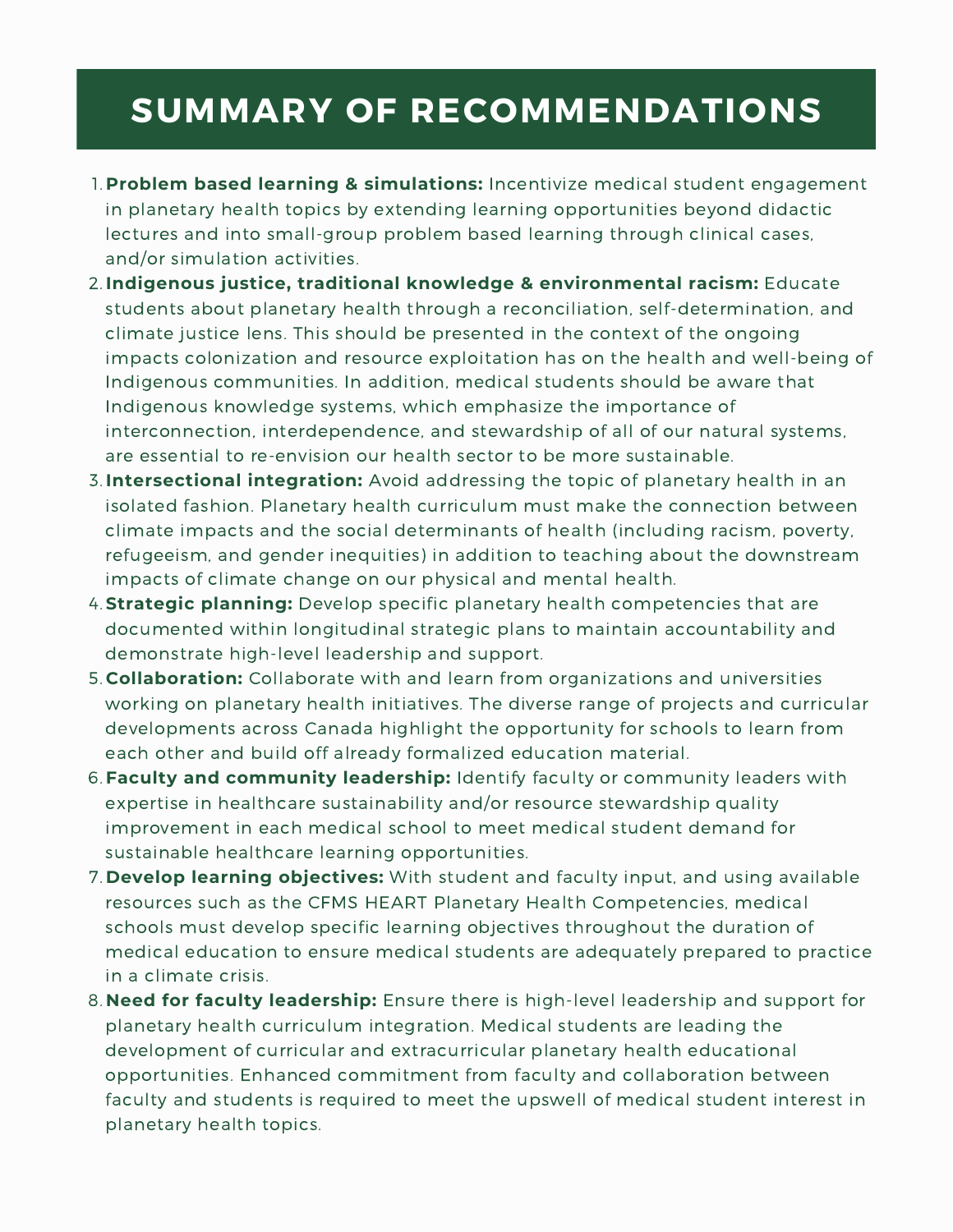# SUMMARY OF RECOMMENDATIONS

1. **Problem based learning & simulations:** Incentivize medical student engagement in planetary health topics by extending learning opportunities beyond didactic lectures and into small-group problem based learning through clinical cases, and/or simulation activities.
2. **Indigenous justice, traditional knowledge & environmental racism:** Educate students about planetary health through a reconciliation, self-determination, and climate justice lens. This should be presented in the context of the ongoing impacts colonization and resource exploitation has on the health and well-being of Indigenous communities. In addition, medical students should be aware that Indigenous knowledge systems, which emphasize the importance of interconnection, interdependence, and stewardship of all of our natural systems, are essential to re-envision our health sector to be more sustainable.
3. **Intersectional integration:** Avoid addressing the topic of planetary health in an isolated fashion. Planetary health curriculum must make the connection between climate impacts and the social determinants of health (including racism, poverty, refugeeism, and gender inequities) in addition to teaching about the downstream impacts of climate change on our physical and mental health.
4. **Strategic planning:** Develop specific planetary health competencies that are documented within longitudinal strategic plans to maintain accountability and demonstrate high-level leadership and support.
5. **Collaboration:** Collaborate with and learn from organizations and universities working on planetary health initiatives. The diverse range of projects and curricular developments across Canada highlight the opportunity for schools to learn from each other and build off already formalized education material.
6. **Faculty and community leadership:** Identify faculty or community leaders with expertise in healthcare sustainability and/or resource stewardship quality improvement in each medical school to meet medical student demand for sustainable healthcare learning opportunities.
7. **Develop learning objectives:** With student and faculty input, and using available resources such as the CFMS HEART Planetary Health Competencies, medical schools must develop specific learning objectives throughout the duration of medical education to ensure medical students are adequately prepared to practice in a climate crisis.
8. **Need for faculty leadership:** Ensure there is high-level leadership and support for planetary health curriculum integration. Medical students are leading the development of curricular and extracurricular planetary health educational opportunities. Enhanced commitment from faculty and collaboration between faculty and students is required to meet the upswell of medical student interest in planetary health topics.